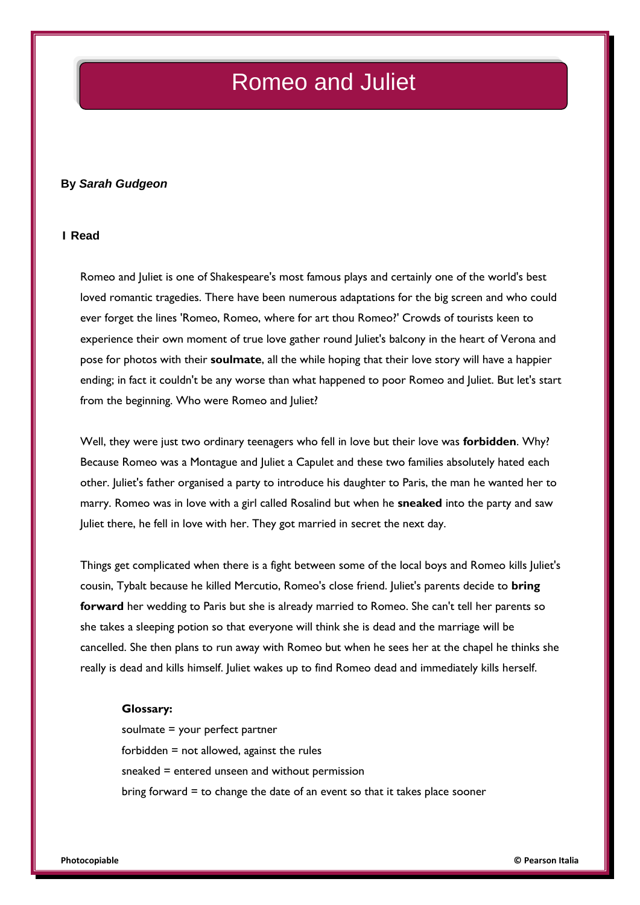# Romeo and Juliet

**By *Sarah Gudgeon***

## 1 Read

Romeo and Juliet is one of Shakespeare's most famous plays and certainly one of the world's best loved romantic tragedies. There have been numerous adaptations for the big screen and who could ever forget the lines 'Romeo, Romeo, where for art thou Romeo?' Crowds of tourists keen to experience their own moment of true love gather round Juliet's balcony in the heart of Verona and pose for photos with their **soulmate**, all the while hoping that their love story will have a happier ending; in fact it couldn't be any worse than what happened to poor Romeo and Juliet. But let's start from the beginning. Who were Romeo and Juliet?

Well, they were just two ordinary teenagers who fell in love but their love was **forbidden**. Why? Because Romeo was a Montague and Juliet a Capulet and these two families absolutely hated each other. Juliet's father organised a party to introduce his daughter to Paris, the man he wanted her to marry. Romeo was in love with a girl called Rosalind but when he **sneaked** into the party and saw Juliet there, he fell in love with her. They got married in secret the next day.

Things get complicated when there is a fight between some of the local boys and Romeo kills Juliet's cousin, Tybalt because he killed Mercutio, Romeo's close friend. Juliet's parents decide to **bring forward** her wedding to Paris but she is already married to Romeo. She can't tell her parents so she takes a sleeping potion so that everyone will think she is dead and the marriage will be cancelled. She then plans to run away with Romeo but when he sees her at the chapel he thinks she really is dead and kills himself. Juliet wakes up to find Romeo dead and immediately kills herself.

**Glossary:**

soulmate = your perfect partner
forbidden = not allowed, against the rules
sneaked = entered unseen and without permission
bring forward = to change the date of an event so that it takes place sooner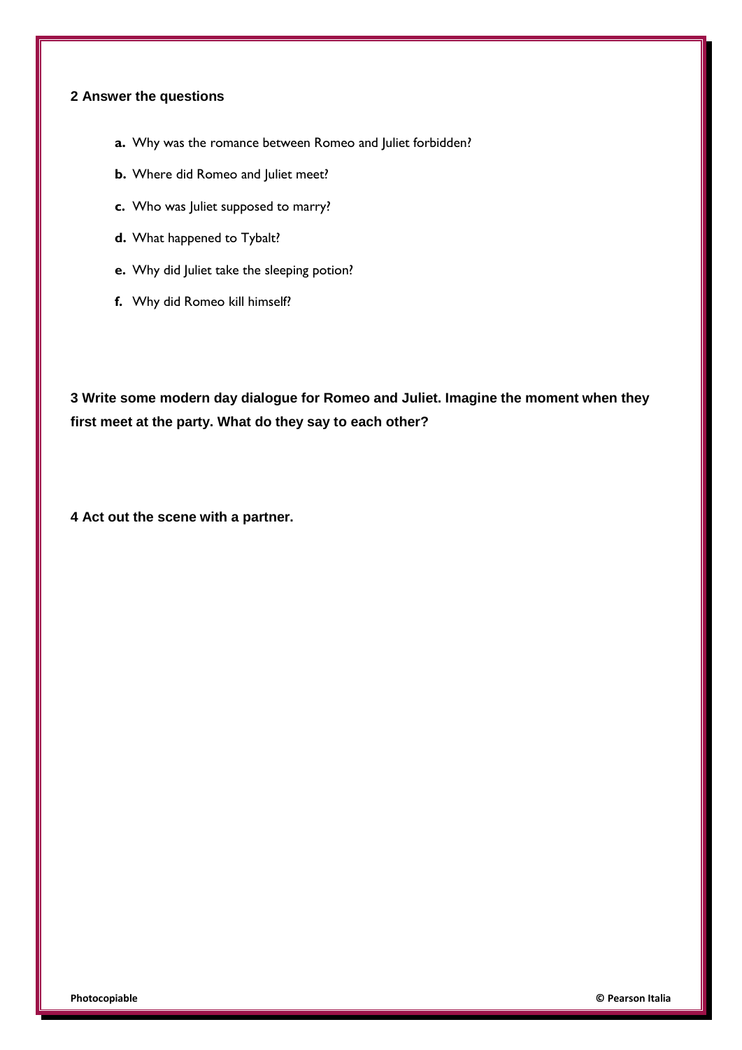## 2 Answer the questions

- **a.** Why was the romance between Romeo and Juliet forbidden?
- **b.** Where did Romeo and Juliet meet?
- **c.** Who was Juliet supposed to marry?
- **d.** What happened to Tybalt?
- **e.** Why did Juliet take the sleeping potion?
- **f.** Why did Romeo kill himself?

## 3 Write some modern day dialogue for Romeo and Juliet. Imagine the moment when they first meet at the party. What do they say to each other?

## 4 Act out the scene with a partner.

**Photocopiable** **© Pearson Italia**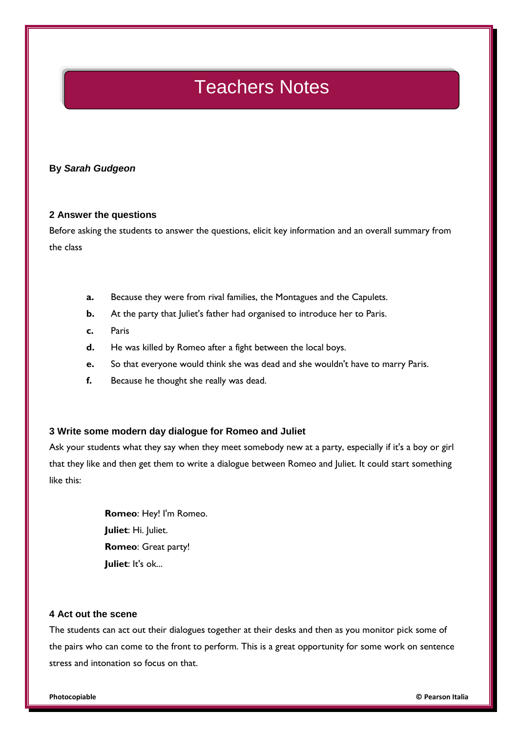# Teachers Notes

**By *Sarah Gudgeon***

### 2 Answer the questions

Before asking the students to answer the questions, elicit key information and an overall summary from the class

- **a.** Because they were from rival families, the Montagues and the Capulets.
- **b.** At the party that Juliet's father had organised to introduce her to Paris.
- **c.** Paris
- **d.** He was killed by Romeo after a fight between the local boys.
- **e.** So that everyone would think she was dead and she wouldn't have to marry Paris.
- **f.** Because he thought she really was dead.

### 3 Write some modern day dialogue for Romeo and Juliet

Ask your students what they say when they meet somebody new at a party, especially if it's a boy or girl that they like and then get them to write a dialogue between Romeo and Juliet. It could start something like this:

> **Romeo**: Hey! I'm Romeo.
> **Juliet**: Hi. Juliet.
> **Romeo**: Great party!
> **Juliet**: It's ok...

### 4 Act out the scene

The students can act out their dialogues together at their desks and then as you monitor pick some of the pairs who can come to the front to perform. This is a great opportunity for some work on sentence stress and intonation so focus on that.

**Photocopiable** **© Pearson Italia**